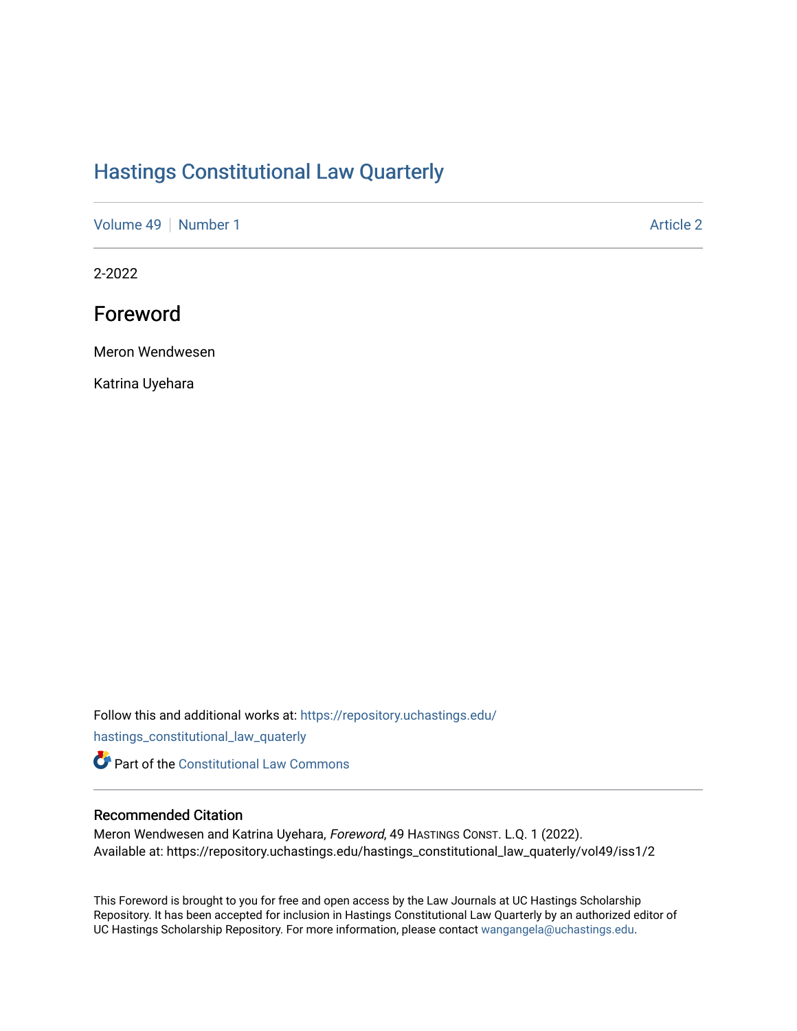# Hastings Constitutional Law Quarterly

Volume 49 | Number 1 Article 2

2-2022

## Foreword

Meron Wendwesen

Katrina Uyehara

Follow this and additional works at: https://repository.uchastings.edu/hastings_constitutional_law_quaterly

Part of the Constitutional Law Commons

### Recommended Citation

Meron Wendwesen and Katrina Uyehara, *Foreword*, 49 Hastings Const. L.Q. 1 (2022).
Available at: https://repository.uchastings.edu/hastings_constitutional_law_quaterly/vol49/iss1/2

This Foreword is brought to you for free and open access by the Law Journals at UC Hastings Scholarship Repository. It has been accepted for inclusion in Hastings Constitutional Law Quarterly by an authorized editor of UC Hastings Scholarship Repository. For more information, please contact wangangela@uchastings.edu.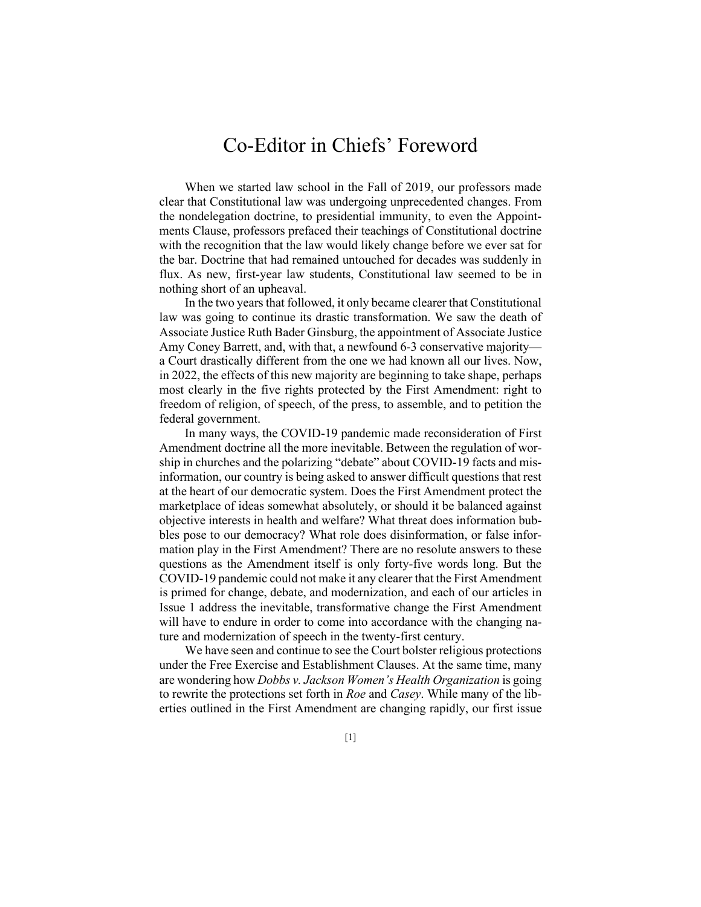# Co-Editor in Chiefs' Foreword

When we started law school in the Fall of 2019, our professors made clear that Constitutional law was undergoing unprecedented changes. From the nondelegation doctrine, to presidential immunity, to even the Appointments Clause, professors prefaced their teachings of Constitutional doctrine with the recognition that the law would likely change before we ever sat for the bar. Doctrine that had remained untouched for decades was suddenly in flux. As new, first-year law students, Constitutional law seemed to be in nothing short of an upheaval.

In the two years that followed, it only became clearer that Constitutional law was going to continue its drastic transformation. We saw the death of Associate Justice Ruth Bader Ginsburg, the appointment of Associate Justice Amy Coney Barrett, and, with that, a newfound 6-3 conservative majority—a Court drastically different from the one we had known all our lives. Now, in 2022, the effects of this new majority are beginning to take shape, perhaps most clearly in the five rights protected by the First Amendment: right to freedom of religion, of speech, of the press, to assemble, and to petition the federal government.

In many ways, the COVID-19 pandemic made reconsideration of First Amendment doctrine all the more inevitable. Between the regulation of worship in churches and the polarizing "debate" about COVID-19 facts and misinformation, our country is being asked to answer difficult questions that rest at the heart of our democratic system. Does the First Amendment protect the marketplace of ideas somewhat absolutely, or should it be balanced against objective interests in health and welfare? What threat does information bubbles pose to our democracy? What role does disinformation, or false information play in the First Amendment? There are no resolute answers to these questions as the Amendment itself is only forty-five words long. But the COVID-19 pandemic could not make it any clearer that the First Amendment is primed for change, debate, and modernization, and each of our articles in Issue 1 address the inevitable, transformative change the First Amendment will have to endure in order to come into accordance with the changing nature and modernization of speech in the twenty-first century.

We have seen and continue to see the Court bolster religious protections under the Free Exercise and Establishment Clauses. At the same time, many are wondering how *Dobbs v. Jackson Women's Health Organization* is going to rewrite the protections set forth in *Roe* and *Casey*. While many of the liberties outlined in the First Amendment are changing rapidly, our first issue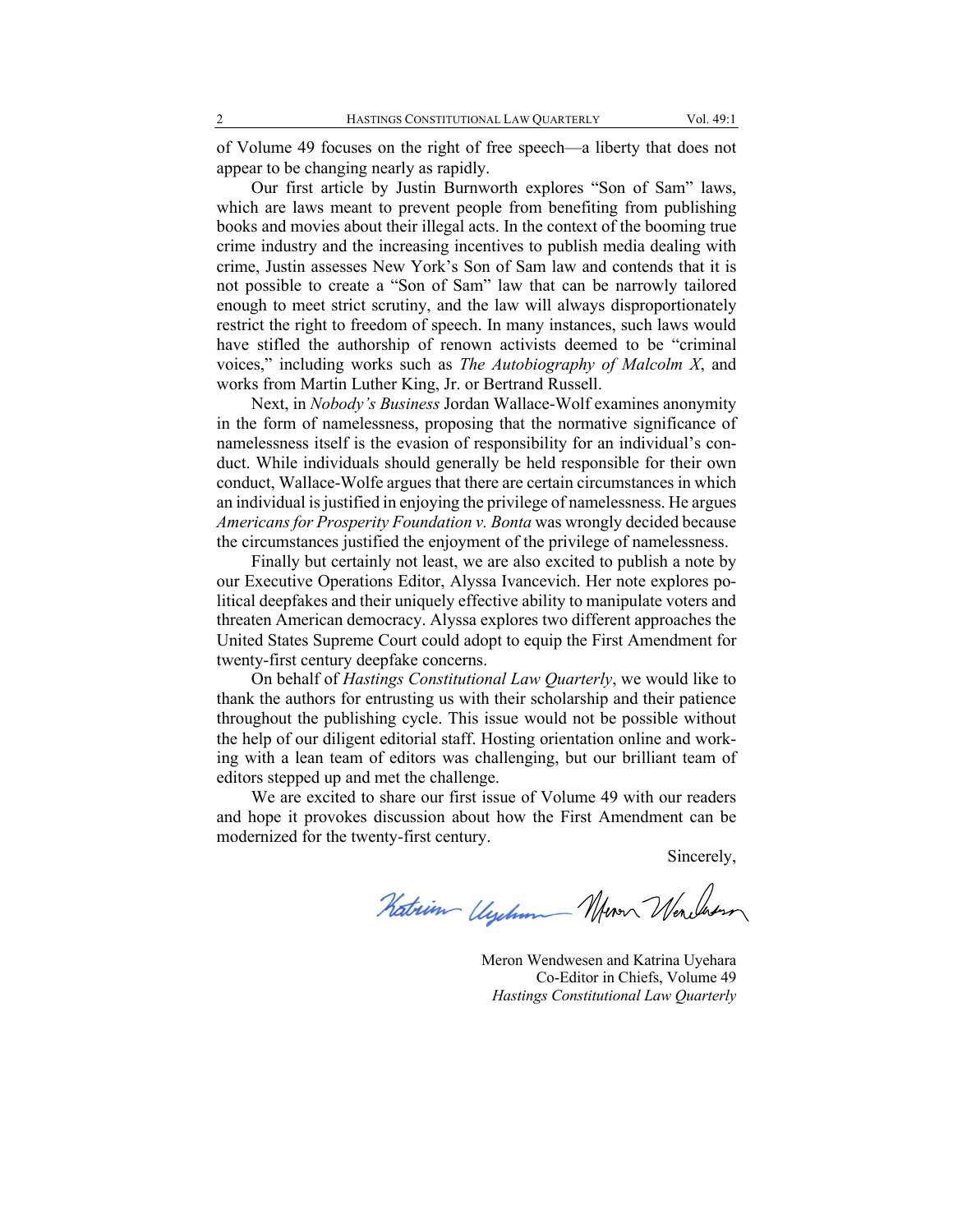of Volume 49 focuses on the right of free speech—a liberty that does not appear to be changing nearly as rapidly.

Our first article by Justin Burnworth explores "Son of Sam" laws, which are laws meant to prevent people from benefiting from publishing books and movies about their illegal acts. In the context of the booming true crime industry and the increasing incentives to publish media dealing with crime, Justin assesses New York's Son of Sam law and contends that it is not possible to create a "Son of Sam" law that can be narrowly tailored enough to meet strict scrutiny, and the law will always disproportionately restrict the right to freedom of speech. In many instances, such laws would have stifled the authorship of renown activists deemed to be "criminal voices," including works such as *The Autobiography of Malcolm X*, and works from Martin Luther King, Jr. or Bertrand Russell.

Next, in *Nobody's Business* Jordan Wallace-Wolf examines anonymity in the form of namelessness, proposing that the normative significance of namelessness itself is the evasion of responsibility for an individual's conduct. While individuals should generally be held responsible for their own conduct, Wallace-Wolfe argues that there are certain circumstances in which an individual is justified in enjoying the privilege of namelessness. He argues *Americans for Prosperity Foundation v. Bonta* was wrongly decided because the circumstances justified the enjoyment of the privilege of namelessness.

Finally but certainly not least, we are also excited to publish a note by our Executive Operations Editor, Alyssa Ivancevich. Her note explores political deepfakes and their uniquely effective ability to manipulate voters and threaten American democracy. Alyssa explores two different approaches the United States Supreme Court could adopt to equip the First Amendment for twenty-first century deepfake concerns.

On behalf of *Hastings Constitutional Law Quarterly*, we would like to thank the authors for entrusting us with their scholarship and their patience throughout the publishing cycle. This issue would not be possible without the help of our diligent editorial staff. Hosting orientation online and working with a lean team of editors was challenging, but our brilliant team of editors stepped up and met the challenge.

We are excited to share our first issue of Volume 49 with our readers and hope it provokes discussion about how the First Amendment can be modernized for the twenty-first century.

Sincerely,

Meron Wendwesen and Katrina Uyehara
Co-Editor in Chiefs, Volume 49
*Hastings Constitutional Law Quarterly*